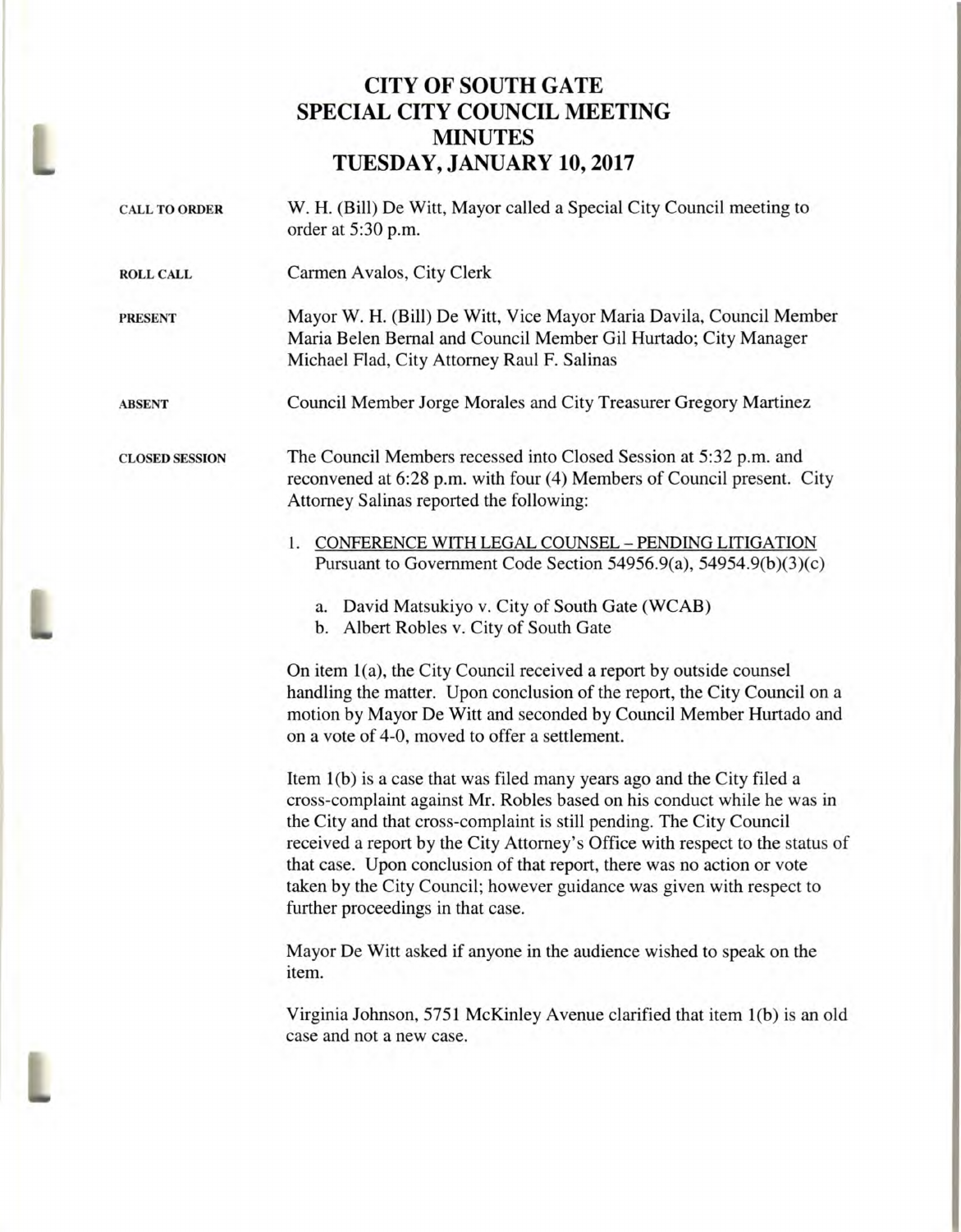# CITY OF SOUTH GATE
# SPECIAL CITY COUNCIL MEETING
# MINUTES
# TUESDAY, JANUARY 10, 2017

**CALL TO ORDER**

W. H. (Bill) De Witt, Mayor called a Special City Council meeting to order at 5:30 p.m.

**ROLL CALL**

Carmen Avalos, City Clerk

**PRESENT**

Mayor W. H. (Bill) De Witt, Vice Mayor Maria Davila, Council Member Maria Belen Bernal and Council Member Gil Hurtado; City Manager Michael Flad, City Attorney Raul F. Salinas

**ABSENT**

Council Member Jorge Morales and City Treasurer Gregory Martinez

**CLOSED SESSION**

The Council Members recessed into Closed Session at 5:32 p.m. and reconvened at 6:28 p.m. with four (4) Members of Council present. City Attorney Salinas reported the following:

1. CONFERENCE WITH LEGAL COUNSEL – PENDING LITIGATION
   Pursuant to Government Code Section 54956.9(a), 54954.9(b)(3)(c)

   a. David Matsukiyo v. City of South Gate (WCAB)
   b. Albert Robles v. City of South Gate

On item 1(a), the City Council received a report by outside counsel handling the matter. Upon conclusion of the report, the City Council on a motion by Mayor De Witt and seconded by Council Member Hurtado and on a vote of 4-0, moved to offer a settlement.

Item 1(b) is a case that was filed many years ago and the City filed a cross-complaint against Mr. Robles based on his conduct while he was in the City and that cross-complaint is still pending. The City Council received a report by the City Attorney's Office with respect to the status of that case. Upon conclusion of that report, there was no action or vote taken by the City Council; however guidance was given with respect to further proceedings in that case.

Mayor De Witt asked if anyone in the audience wished to speak on the item.

Virginia Johnson, 5751 McKinley Avenue clarified that item 1(b) is an old case and not a new case.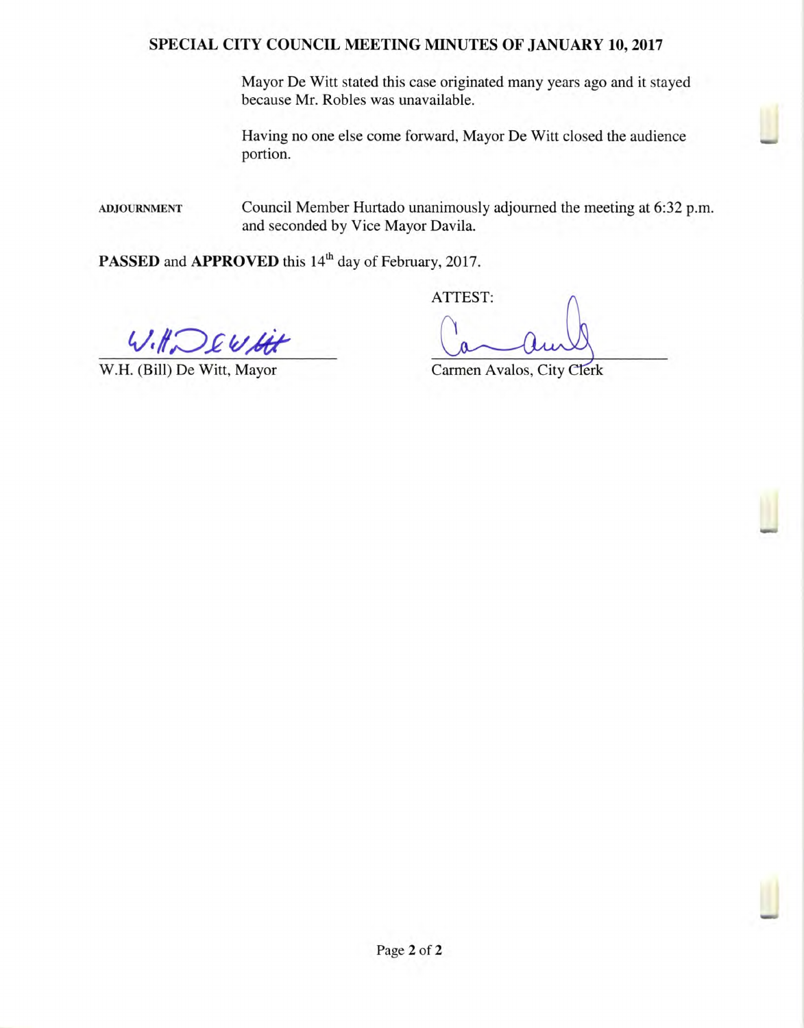Mayor De Witt stated this case originated many years ago and it stayed because Mr. Robles was unavailable.

Having no one else come forward, Mayor De Witt closed the audience portion.

**ADJOURNMENT** Council Member Hurtado unanimously adjourned the meeting at 6:32 p.m. and seconded by Vice Mayor Davila.

**PASSED** and **APPROVED** this 14th day of February, 2017.

ATTEST:

W.H. (Bill) De Witt, Mayor

Carmen Avalos, City Clerk